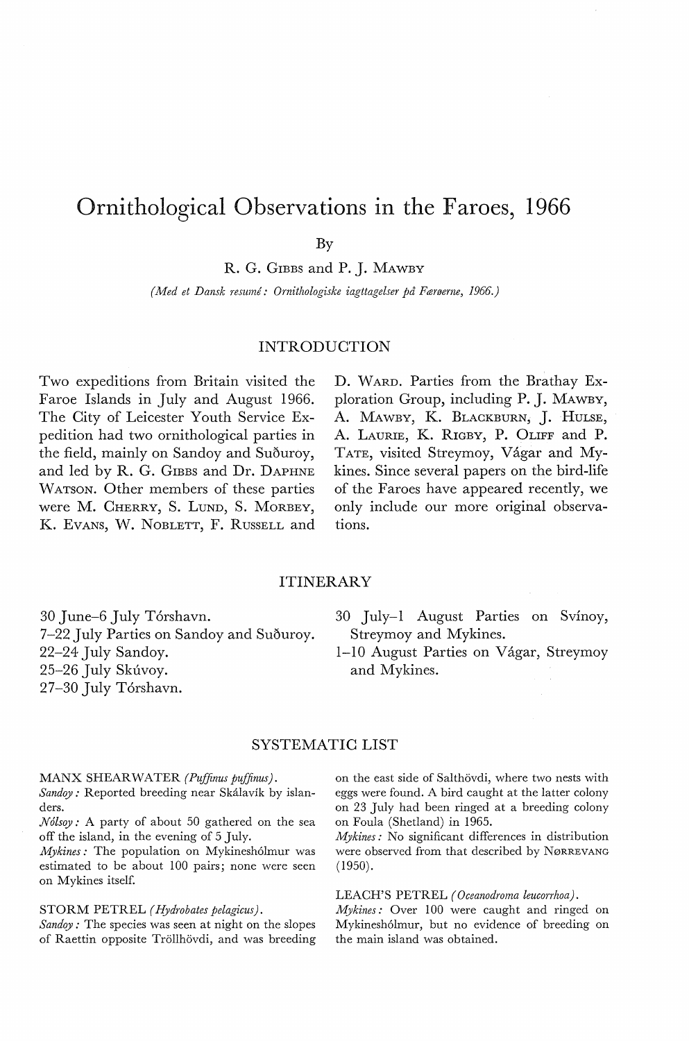# Ornithological Observations in the Faroes, 1966

By

R. G. Gibbs and P. J. Mawby

*(Med et Dansk resumé: Ornithologiske iagttagelser på Færøerne, 1966.)*

## INTRODUCTION

Two expeditions from Britain visited the Faroe Islands in July and August 1966. The City of Leicester Youth Service Expedition had two ornithological parties in the field, mainly on Sandoy and Suðuroy, and led by R. G. Gibbs and Dr. Daphne Watson. Other members of these parties were M. Cherry, S. Lund, S. Morbey, K. Evans, W. Noblett, F. Russell and D. Ward. Parties from the Brathay Exploration Group, including P. J. Mawby, A. Mawby, K. Blackburn, J. Hulse, A. Laurie, K. Rigby, P. Oliff and P. Tate, visited Streymoy, Vágar and Mykines. Since several papers on the bird-life of the Faroes have appeared recently, we only include our more original observations.

## ITINERARY

30 June–6 July Tórshavn.
7–22 July Parties on Sandoy and Suðuroy.
22–24 July Sandoy.
25–26 July Skúvoy.
27–30 July Tórshavn.
30 July–1 August Parties on Svínoy, Streymoy and Mykines.
1–10 August Parties on Vágar, Streymoy and Mykines.

## SYSTEMATIC LIST

MANX SHEARWATER *(Puffinus puffinus)*.
*Sandoy:* Reported breeding near Skálavík by islanders.
*Nólsoy:* A party of about 50 gathered on the sea off the island, in the evening of 5 July.
*Mykines:* The population on Mykineshólmur was estimated to be about 100 pairs; none were seen on Mykines itself.

STORM PETREL *(Hydrobates pelagicus)*.
*Sandoy:* The species was seen at night on the slopes of Raettin opposite Tröllhövdi, and was breeding on the east side of Salthövdi, where two nests with eggs were found. A bird caught at the latter colony on 23 July had been ringed at a breeding colony on Foula (Shetland) in 1965.
*Mykines:* No significant differences in distribution were observed from that described by Nørrevang (1950).

LEACH'S PETREL *(Oceanodroma leucorrhoa)*.
*Mykines:* Over 100 were caught and ringed on Mykineshólmur, but no evidence of breeding on the main island was obtained.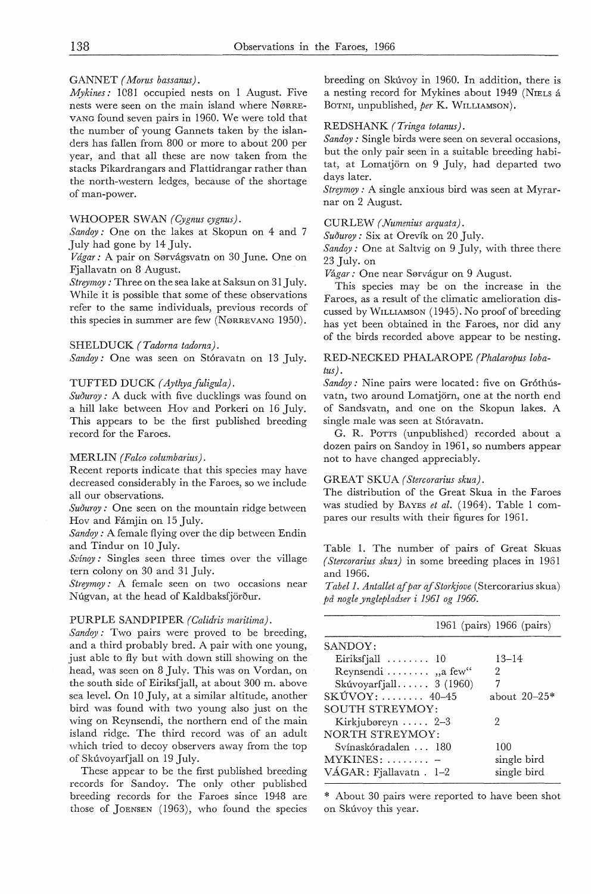GANNET *(Morus bassanus)*.

*Mykines:* 1081 occupied nests on 1 August. Five nests were seen on the main island where NØRREVANG found seven pairs in 1960. We were told that the number of young Gannets taken by the islanders has fallen from 800 or more to about 200 per year, and that all these are now taken from the stacks Pikardrangars and Flattidrangar rather than the north-western ledges, because of the shortage of man-power.

WHOOPER SWAN *(Cygnus cygnus)*.

*Sandoy:* One on the lakes at Skopun on 4 and 7 July had gone by 14 July.

*Vágar:* A pair on Sørvágsvatn on 30 June. One on Fjallavatn on 8 August.

*Streymoy:* Three on the sea lake at Saksun on 31 July. While it is possible that some of these observations refer to the same individuals, previous records of this species in summer are few (NØRREVANG 1950).

SHELDUCK *(Tadorna tadorna)*.

*Sandoy:* One was seen on Stóravatn on 13 July.

TUFTED DUCK *(Aythya fuligula)*.

*Suðuroy:* A duck with five ducklings was found on a hill lake between Hov and Porkeri on 16 July. This appears to be the first published breeding record for the Faroes.

MERLIN *(Falco columbarius)*.

Recent reports indicate that this species may have decreased considerably in the Faroes, so we include all our observations.

*Suðuroy:* One seen on the mountain ridge between Hov and Fámjin on 15 July.

*Sandoy:* A female flying over the dip between Endin and Tindur on 10 July.

*Svínoy:* Singles seen three times over the village tern colony on 30 and 31 July.

*Streymoy:* A female seen on two occasions near Núgvan, at the head of Kaldbaksfjörður.

PURPLE SANDPIPER *(Calidris maritima)*.

*Sandoy:* Two pairs were proved to be breeding, and a third probably bred. A pair with one young, just able to fly but with down still showing on the head, was seen on 8 July. This was on Vordan, on the south side of Eiriksfjall, at about 300 m. above sea level. On 10 July, at a similar altitude, another bird was found with two young also just on the wing on Reynsendi, the northern end of the main island ridge. The third record was of an adult which tried to decoy observers away from the top of Skúvoyarfjall on 19 July.

These appear to be the first published breeding records for Sandoy. The only other published breeding records for the Faroes since 1948 are those of JOENSEN (1963), who found the species breeding on Skúvoy in 1960. In addition, there is a nesting record for Mykines about 1949 (NIELS á BOTNI, unpublished, *per* K. WILLIAMSON).

REDSHANK *(Tringa totanus)*.

*Sandoy:* Single birds were seen on several occasions, but the only pair seen in a suitable breeding habitat, at Lomatjörn on 9 July, had departed two days later.

*Streymoy:* A single anxious bird was seen at Myrarnar on 2 August.

CURLEW *(Numenius arquata)*.

*Suðuroy:* Six at Orevík on 20 July.

*Sandoy:* One at Saltvig on 9 July, with three there 23 July. on

*Vágar:* One near Sørvágur on 9 August.

This species may be on the increase in the Faroes, as a result of the climatic amelioration discussed by WILLIAMSON (1945). No proof of breeding has yet been obtained in the Faroes, nor did any of the birds recorded above appear to be nesting.

RED-NECKED PHALAROPE *(Phalaropus lobatus)*.

*Sandoy:* Nine pairs were located: five on Gróthúsvatn, two around Lomatjörn, one at the north end of Sandsvatn, and one on the Skopun lakes. A single male was seen at Stóravatn.

G. R. POTTS (unpublished) recorded about a dozen pairs on Sandoy in 1961, so numbers appear not to have changed appreciably.

GREAT SKUA *(Stercorarius skua)*.

The distribution of the Great Skua in the Faroes was studied by BAYES *et al.* (1964). Table 1 compares our results with their figures for 1961.

Table 1. The number of pairs of Great Skuas *(Stercorarius skua)* in some breeding places in 1961 and 1966.

*Tabel 1. Antallet af par af Storkjove* (Stercorarius skua) *på nogle ynglepladser i 1961 og 1966.*

| | 1961 (pairs) | 1966 (pairs) |
|---|---|---|
| SANDOY: | | |
| Eiriksfjall | 10 | 13–14 |
| Reynsendi | „a few" | 2 |
| Skúvoyarfjall | 3 (1960) | 7 |
| SKÚVOY: | 40–45 | about 20–25* |
| SOUTH STREYMOY: | | |
| Kirkjubøreyn | 2–3 | 2 |
| NORTH STREYMOY: | | |
| Svínaskóradalen | 180 | 100 |
| MYKINES: | – | single bird |
| VÁGAR: Fjallavatn | 1–2 | single bird |

\* About 30 pairs were reported to have been shot on Skúvoy this year.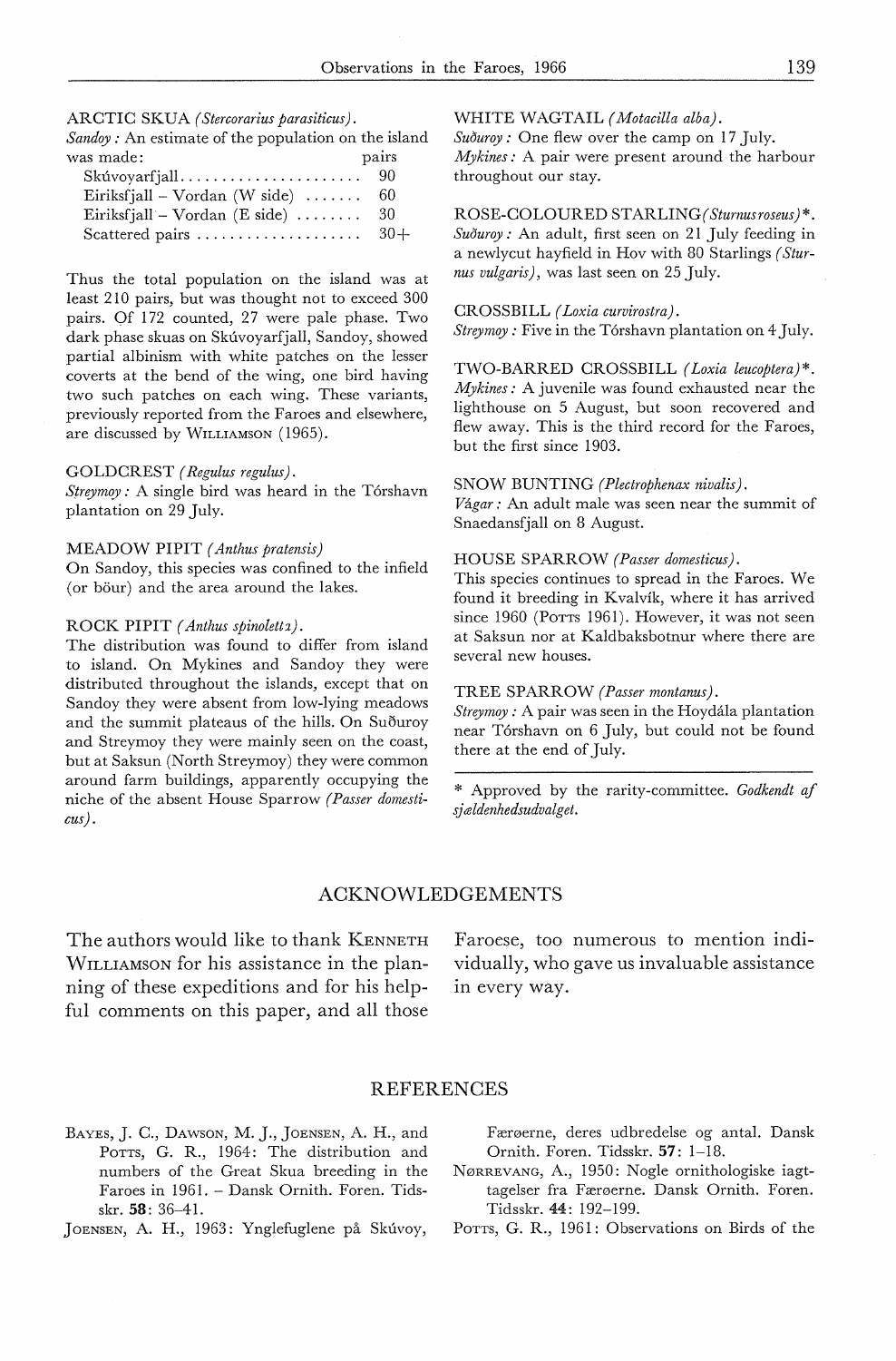ARCTIC SKUA *(Stercorarius parasiticus)*.
*Sandoy:* An estimate of the population on the island was made:

| | pairs |
|---|---|
| Skúvoyarfjall | 90 |
| Eiriksfjall – Vordan (W side) | 60 |
| Eiriksfjall – Vordan (E side) | 30 |
| Scattered pairs | 30+ |

Thus the total population on the island was at least 210 pairs, but was thought not to exceed 300 pairs. Of 172 counted, 27 were pale phase. Two dark phase skuas on Skúvoyarfjall, Sandoy, showed partial albinism with white patches on the lesser coverts at the bend of the wing, one bird having two such patches on each wing. These variants, previously reported from the Faroes and elsewhere, are discussed by WILLIAMSON (1965).

GOLDCREST *(Regulus regulus)*.
*Streymoy:* A single bird was heard in the Tórshavn plantation on 29 July.

MEADOW PIPIT *(Anthus pratensis)*
On Sandoy, this species was confined to the infield (or böur) and the area around the lakes.

ROCK PIPIT *(Anthus spinoletta)*.
The distribution was found to differ from island to island. On Mykines and Sandoy they were distributed throughout the islands, except that on Sandoy they were absent from low-lying meadows and the summit plateaus of the hills. On Suðuroy and Streymoy they were mainly seen on the coast, but at Saksun (North Streymoy) they were common around farm buildings, apparently occupying the niche of the absent House Sparrow *(Passer domesticus)*.

WHITE WAGTAIL *(Motacilla alba)*.
*Suðuroy:* One flew over the camp on 17 July.
*Mykines:* A pair were present around the harbour throughout our stay.

ROSE-COLOURED STARLING *(Sturnus roseus)*\*.
*Suðuroy:* An adult, first seen on 21 July feeding in a newlycut hayfield in Hov with 80 Starlings *(Sturnus vulgaris)*, was last seen on 25 July.

CROSSBILL *(Loxia curvirostra)*.
*Streymoy:* Five in the Tórshavn plantation on 4 July.

TWO-BARRED CROSSBILL *(Loxia leucoptera)*\*.
*Mykines:* A juvenile was found exhausted near the lighthouse on 5 August, but soon recovered and flew away. This is the third record for the Faroes, but the first since 1903.

SNOW BUNTING *(Plectrophenax nivalis)*.
*Vágar:* An adult male was seen near the summit of Snaedansfjall on 8 August.

HOUSE SPARROW *(Passer domesticus)*.
This species continues to spread in the Faroes. We found it breeding in Kvalvík, where it has arrived since 1960 (POTTS 1961). However, it was not seen at Saksun nor at Kaldbaksbotnur where there are several new houses.

TREE SPARROW *(Passer montanus)*.
*Streymoy:* A pair was seen in the Hoydála plantation near Tórshavn on 6 July, but could not be found there at the end of July.

\* Approved by the rarity-committee. *Godkendt af sjældenhedsudvalget.*

## ACKNOWLEDGEMENTS

The authors would like to thank KENNETH WILLIAMSON for his assistance in the planning of these expeditions and for his helpful comments on this paper, and all those Faroese, too numerous to mention individually, who gave us invaluable assistance in every way.

## REFERENCES

BAYES, J. C., DAWSON, M. J., JOENSEN, A. H., and POTTS, G. R., 1964: The distribution and numbers of the Great Skua breeding in the Faroes in 1961. – Dansk Ornith. Foren. Tidsskr. **58**: 36–41.

JOENSEN, A. H., 1963: Ynglefuglene på Skúvoy, Færøerne, deres udbredelse og antal. Dansk Ornith. Foren. Tidsskr. **57**: 1–18.

NØRREVANG, A., 1950: Nogle ornithologiske iagttagelser fra Færøerne. Dansk Ornith. Foren. Tidsskr. **44**: 192–199.

POTTS, G. R., 1961: Observations on Birds of the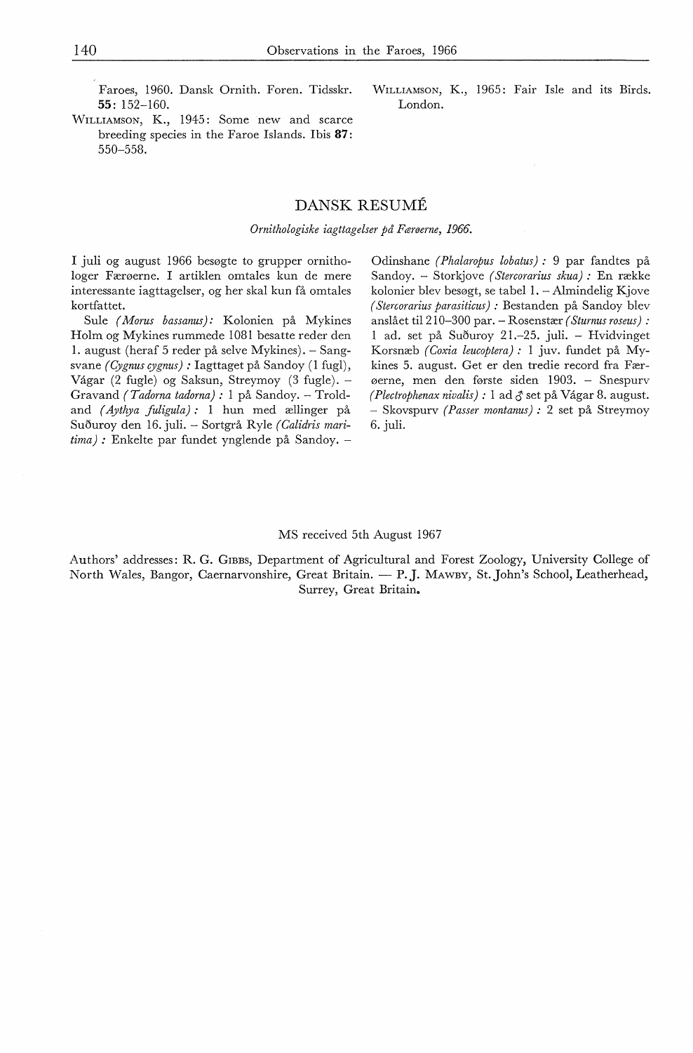Faroes, 1960. Dansk Ornith. Foren. Tidsskr. **55**: 152–160.

WILLIAMSON, K., 1945: Some new and scarce breeding species in the Faroe Islands. Ibis **87**: 550–558.

WILLIAMSON, K., 1965: Fair Isle and its Birds. London.

## DANSK RESUMÉ

*Ornithologiske iagttagelser på Færøerne, 1966.*

I juli og august 1966 besøgte to grupper ornithologer Færøerne. I artiklen omtales kun de mere interessante iagttagelser, og her skal kun få omtales kortfattet.

Sule *(Morus bassanus)*: Kolonien på Mykines Holm og Mykines rummede 1081 besatte reder den 1. august (heraf 5 reder på selve Mykines). – Sangsvane *(Cygnus cygnus)* : Iagttaget på Sandoy (1 fugl), Vágar (2 fugle) og Saksun, Streymoy (3 fugle). – Gravand *(Tadorna tadorna)* : 1 på Sandoy. – Troldand *(Aythya fuligula)* : 1 hun med ællinger på Suðuroy den 16. juli. – Sortgrå Ryle *(Calidris maritima)* : Enkelte par fundet ynglende på Sandoy. – Odinshane *(Phalaropus lobatus)* : 9 par fandtes på Sandoy. – Storkjove *(Stercorarius skua)* : En række kolonier blev besøgt, se tabel 1. – Almindelig Kjove *(Stercorarius parasiticus)* : Bestanden på Sandoy blev anslået til 210–300 par. – Rosenstær *(Sturnus roseus)* : 1 ad. set på Suðuroy 21.–25. juli. – Hvidvinget Korsnæb *(Coxia leucoptera)* : 1 juv. fundet på Mykines 5. august. Get er den tredie record fra Færøerne, men den første siden 1903. – Snespurv *(Plectrophenax nivalis)* : 1 ad ♂ set på Vágar 8. august. – Skovspurv *(Passer montanus)* : 2 set på Streymoy 6. juli.

MS received 5th August 1967

Authors' addresses: R. G. GIBBS, Department of Agricultural and Forest Zoology, University College of North Wales, Bangor, Caernarvonshire, Great Britain. — P. J. MAWBY, St. John's School, Leatherhead, Surrey, Great Britain.